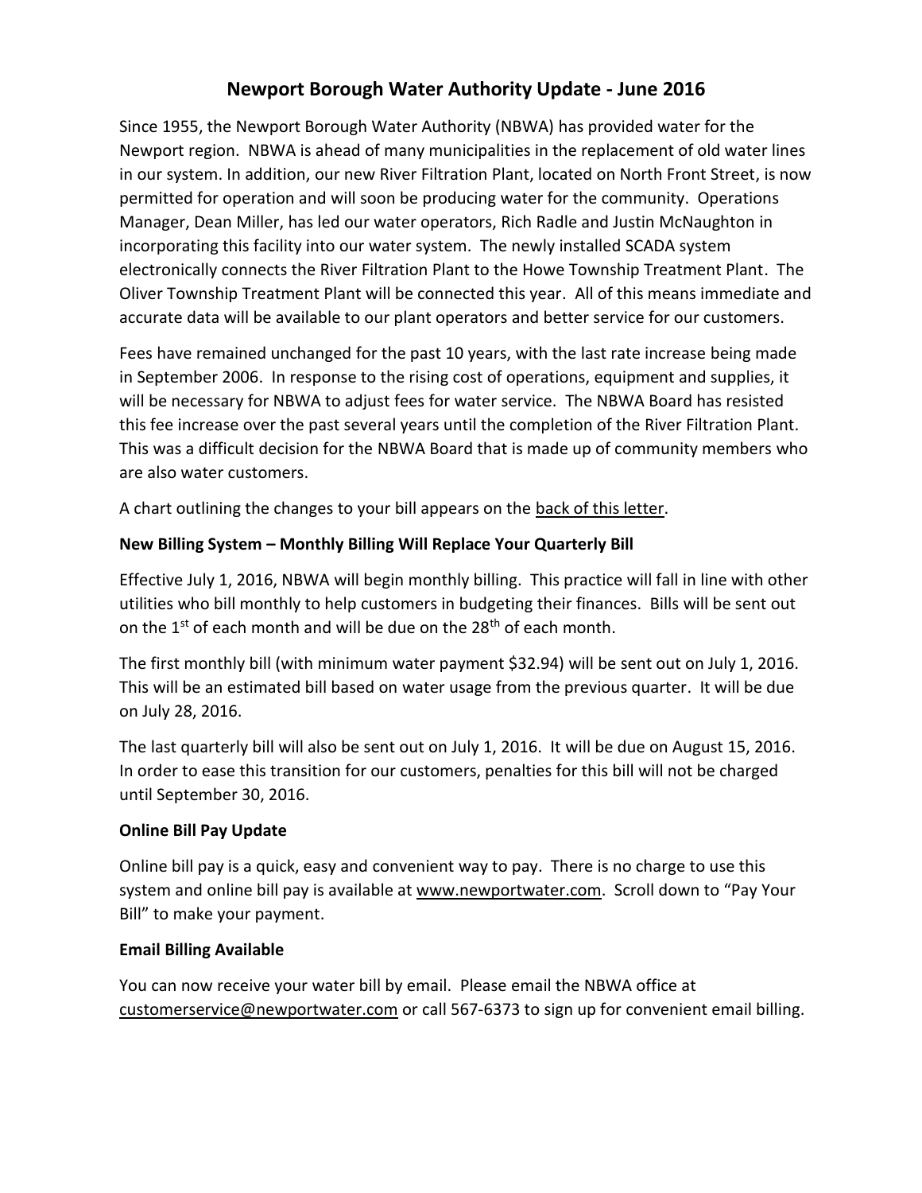# Newport Borough Water Authority Update - June 2016

Since 1955, the Newport Borough Water Authority (NBWA) has provided water for the Newport region. NBWA is ahead of many municipalities in the replacement of old water lines in our system. In addition, our new River Filtration Plant, located on North Front Street, is now permitted for operation and will soon be producing water for the community. Operations Manager, Dean Miller, has led our water operators, Rich Radle and Justin McNaughton in incorporating this facility into our water system. The newly installed SCADA system electronically connects the River Filtration Plant to the Howe Township Treatment Plant. The Oliver Township Treatment Plant will be connected this year. All of this means immediate and accurate data will be available to our plant operators and better service for our customers.

Fees have remained unchanged for the past 10 years, with the last rate increase being made in September 2006. In response to the rising cost of operations, equipment and supplies, it will be necessary for NBWA to adjust fees for water service. The NBWA Board has resisted this fee increase over the past several years until the completion of the River Filtration Plant. This was a difficult decision for the NBWA Board that is made up of community members who are also water customers.

A chart outlining the changes to your bill appears on the back of this letter.

### New Billing System – Monthly Billing Will Replace Your Quarterly Bill

Effective July 1, 2016, NBWA will begin monthly billing. This practice will fall in line with other utilities who bill monthly to help customers in budgeting their finances. Bills will be sent out on the 1st of each month and will be due on the 28th of each month.

The first monthly bill (with minimum water payment $32.94) will be sent out on July 1, 2016. This will be an estimated bill based on water usage from the previous quarter. It will be due on July 28, 2016.

The last quarterly bill will also be sent out on July 1, 2016. It will be due on August 15, 2016. In order to ease this transition for our customers, penalties for this bill will not be charged until September 30, 2016.

### Online Bill Pay Update

Online bill pay is a quick, easy and convenient way to pay. There is no charge to use this system and online bill pay is available at www.newportwater.com. Scroll down to "Pay Your Bill" to make your payment.

### Email Billing Available

You can now receive your water bill by email. Please email the NBWA office at customerservice@newportwater.com or call 567-6373 to sign up for convenient email billing.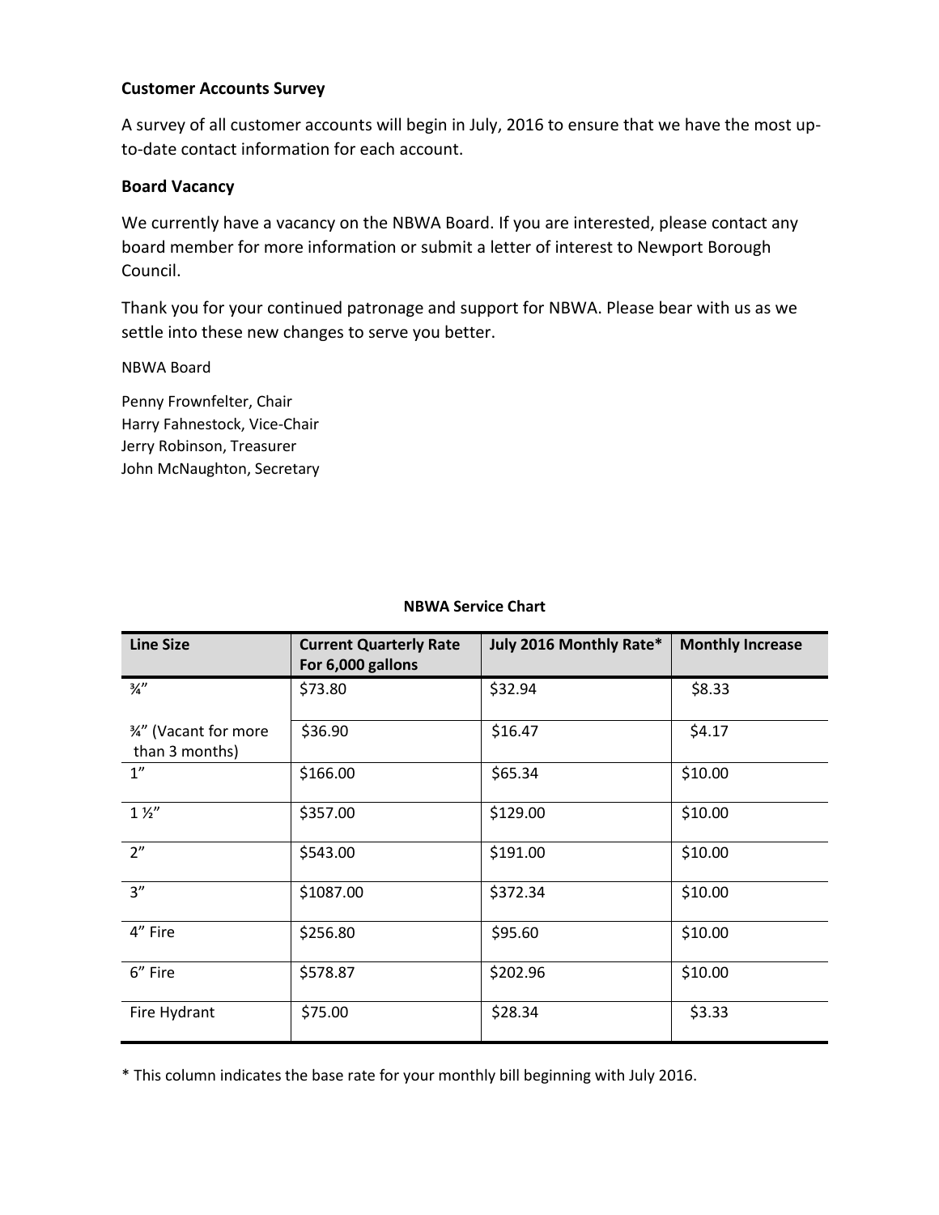**Customer Accounts Survey**

A survey of all customer accounts will begin in July, 2016 to ensure that we have the most up-to-date contact information for each account.

**Board Vacancy**

We currently have a vacancy on the NBWA Board. If you are interested, please contact any board member for more information or submit a letter of interest to Newport Borough Council.

Thank you for your continued patronage and support for NBWA. Please bear with us as we settle into these new changes to serve you better.

NBWA Board

Penny Frownfelter, Chair
Harry Fahnestock, Vice-Chair
Jerry Robinson, Treasurer
John McNaughton, Secretary

**NBWA Service Chart**

| Line Size | Current Quarterly Rate For 6,000 gallons | July 2016 Monthly Rate* | Monthly Increase |
|---|---|---|---|
| ¾" | $73.80 | $32.94 | $8.33 |
| ¾" (Vacant for more than 3 months) | $36.90 | $16.47 | $4.17 |
| 1" | $166.00 | $65.34 | $10.00 |
| 1 ½" | $357.00 | $129.00 | $10.00 |
| 2" | $543.00 | $191.00 | $10.00 |
| 3" | $1087.00 | $372.34 | $10.00 |
| 4" Fire | $256.80 | $95.60 | $10.00 |
| 6" Fire | $578.87 | $202.96 | $10.00 |
| Fire Hydrant | $75.00 | $28.34 | $3.33 |

* This column indicates the base rate for your monthly bill beginning with July 2016.